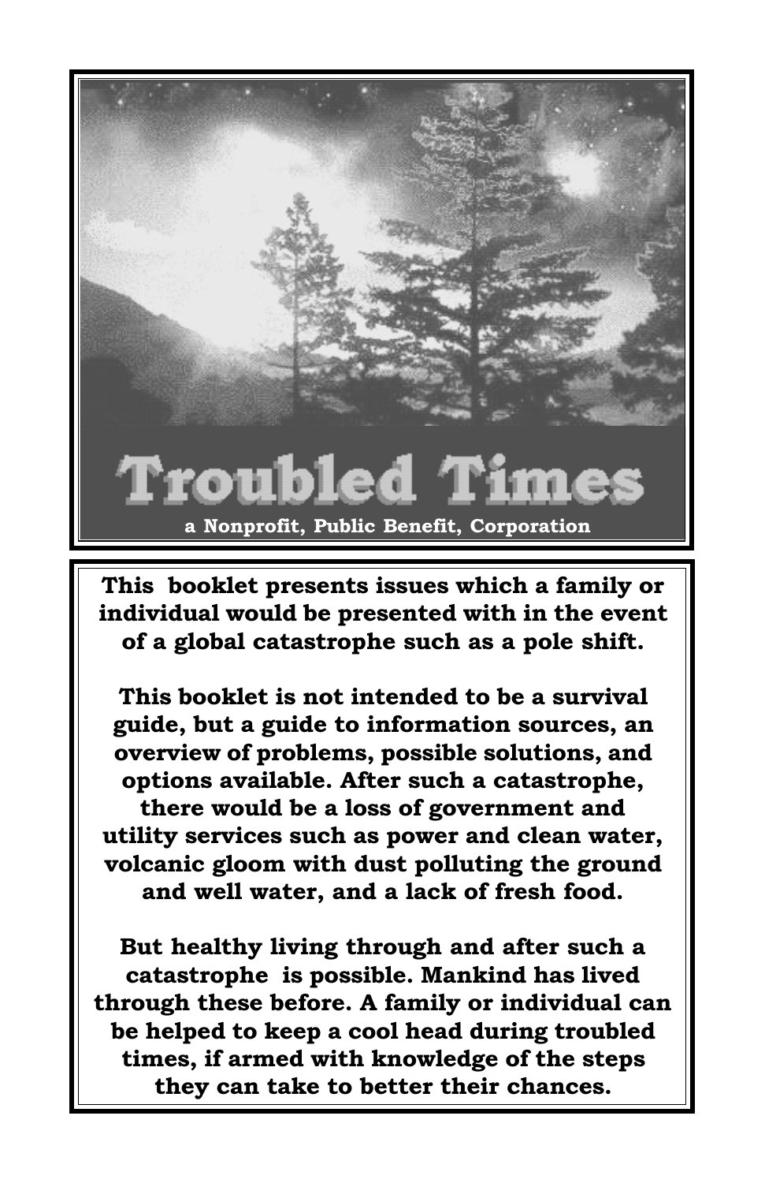# Troubled Times

**a Nonprofit, Public Benefit, Corporation**

**This booklet presents issues which a family or individual would be presented with in the event of a global catastrophe such as a pole shift.**

**This booklet is not intended to be a survival guide, but a guide to information sources, an overview of problems, possible solutions, and options available. After such a catastrophe, there would be a loss of government and utility services such as power and clean water, volcanic gloom with dust polluting the ground and well water, and a lack of fresh food.**

**But healthy living through and after such a catastrophe is possible. Mankind has lived through these before. A family or individual can be helped to keep a cool head during troubled times, if armed with knowledge of the steps they can take to better their chances.**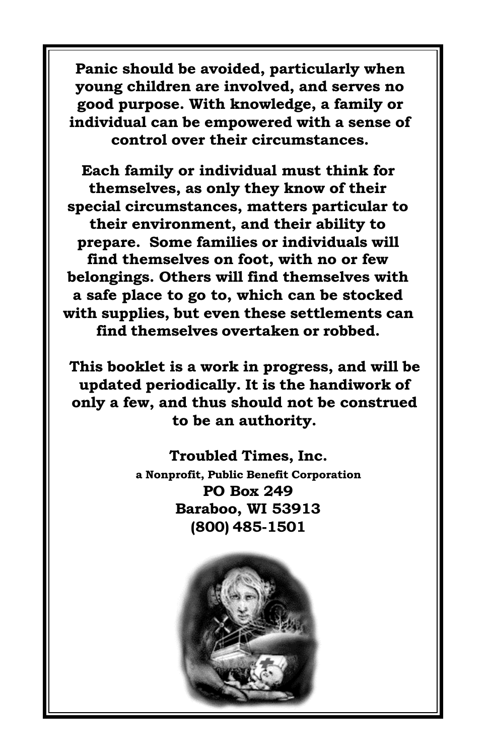**Panic should be avoided, particularly when young children are involved, and serves no good purpose. With knowledge, a family or individual can be empowered with a sense of control over their circumstances.**

**Each family or individual must think for themselves, as only they know of their special circumstances, matters particular to their environment, and their ability to prepare. Some families or individuals will find themselves on foot, with no or few belongings. Others will find themselves with a safe place to go to, which can be stocked with supplies, but even these settlements can find themselves overtaken or robbed.**

**This booklet is a work in progress, and will be updated periodically. It is the handiwork of only a few, and thus should not be construed to be an authority.**

**Troubled Times, Inc.**
**a Nonprofit, Public Benefit Corporation**
**PO Box 249**
**Baraboo, WI 53913**
**(800) 485-1501**